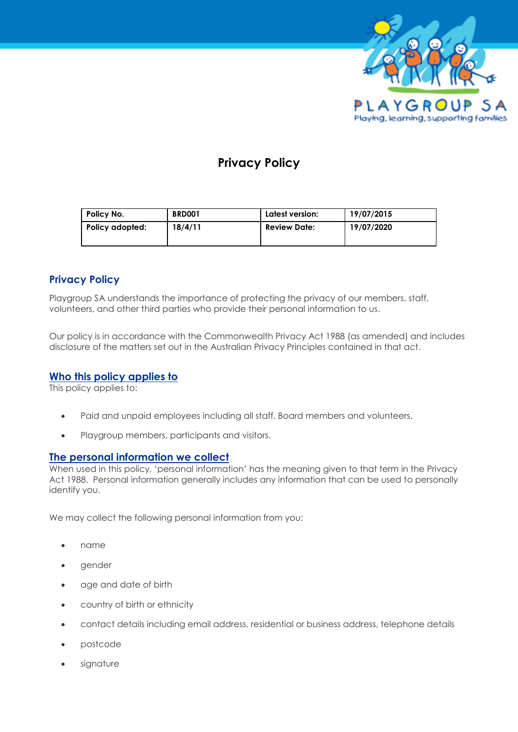# Privacy Policy

| Policy No. | BRD001 | Latest version: | 19/07/2015 |
|---|---|---|---|
| Policy adopted: | 18/4/11 | Review Date: | 19/07/2020 |

## Privacy Policy

Playgroup SA understands the importance of protecting the privacy of our members, staff, volunteers, and other third parties who provide their personal information to us.

Our policy is in accordance with the Commonwealth Privacy Act 1988 (as amended) and includes disclosure of the matters set out in the Australian Privacy Principles contained in that act.

## Who this policy applies to

This policy applies to:

- Paid and unpaid employees including all staff, Board members and volunteers.
- Playgroup members, participants and visitors.

## The personal information we collect

When used in this policy, 'personal information' has the meaning given to that term in the Privacy Act 1988. Personal information generally includes any information that can be used to personally identify you.

We may collect the following personal information from you:

- name
- gender
- age and date of birth
- country of birth or ethnicity
- contact details including email address, residential or business address, telephone details
- postcode
- signature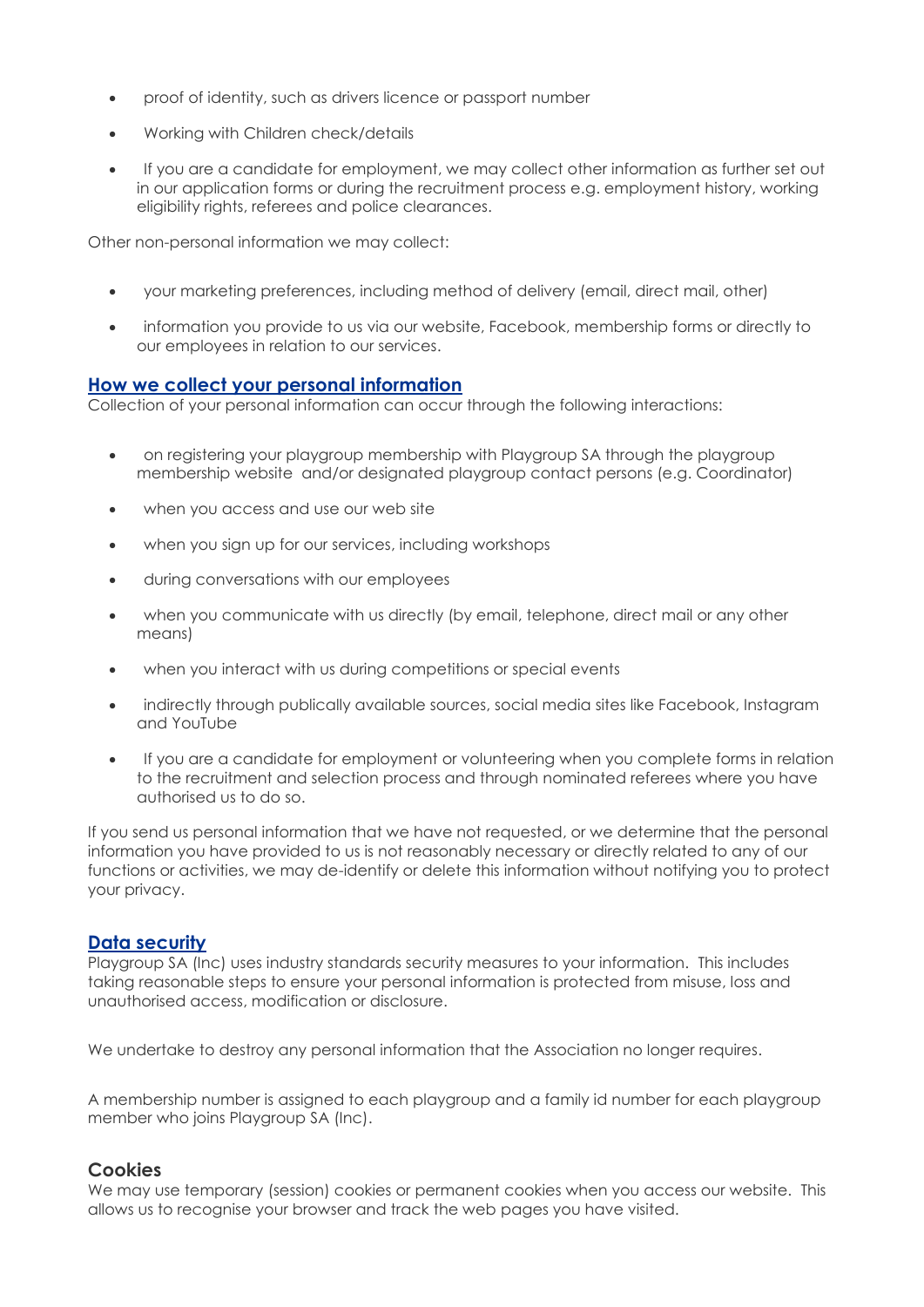- proof of identity, such as drivers licence or passport number
- Working with Children check/details
- If you are a candidate for employment, we may collect other information as further set out in our application forms or during the recruitment process e.g. employment history, working eligibility rights, referees and police clearances.

Other non-personal information we may collect:

- your marketing preferences, including method of delivery (email, direct mail, other)
- information you provide to us via our website, Facebook, membership forms or directly to our employees in relation to our services.

## How we collect your personal information

Collection of your personal information can occur through the following interactions:

- on registering your playgroup membership with Playgroup SA through the playgroup membership website and/or designated playgroup contact persons (e.g. Coordinator)
- when you access and use our web site
- when you sign up for our services, including workshops
- during conversations with our employees
- when you communicate with us directly (by email, telephone, direct mail or any other means)
- when you interact with us during competitions or special events
- indirectly through publically available sources, social media sites like Facebook, Instagram and YouTube
- If you are a candidate for employment or volunteering when you complete forms in relation to the recruitment and selection process and through nominated referees where you have authorised us to do so.

If you send us personal information that we have not requested, or we determine that the personal information you have provided to us is not reasonably necessary or directly related to any of our functions or activities, we may de-identify or delete this information without notifying you to protect your privacy.

## Data security

Playgroup SA (Inc) uses industry standards security measures to your information. This includes taking reasonable steps to ensure your personal information is protected from misuse, loss and unauthorised access, modification or disclosure.

We undertake to destroy any personal information that the Association no longer requires.

A membership number is assigned to each playgroup and a family id number for each playgroup member who joins Playgroup SA (Inc).

## Cookies

We may use temporary (session) cookies or permanent cookies when you access our website. This allows us to recognise your browser and track the web pages you have visited.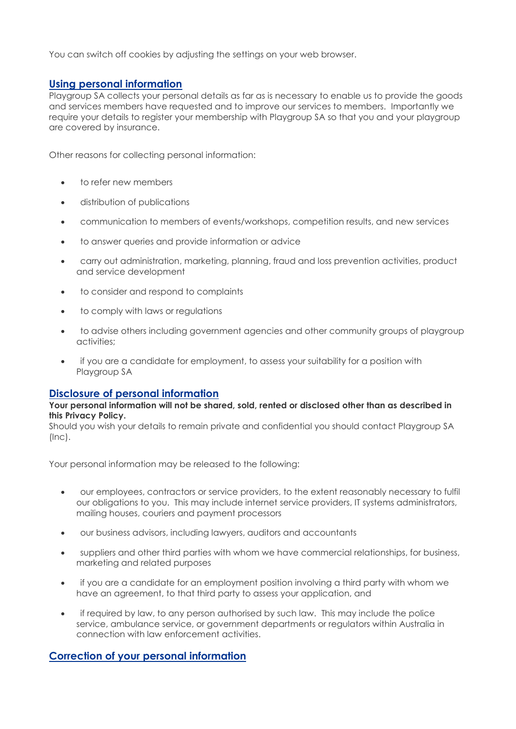You can switch off cookies by adjusting the settings on your web browser.

## Using personal information

Playgroup SA collects your personal details as far as is necessary to enable us to provide the goods and services members have requested and to improve our services to members. Importantly we require your details to register your membership with Playgroup SA so that you and your playgroup are covered by insurance.

Other reasons for collecting personal information:

- to refer new members
- distribution of publications
- communication to members of events/workshops, competition results, and new services
- to answer queries and provide information or advice
- carry out administration, marketing, planning, fraud and loss prevention activities, product and service development
- to consider and respond to complaints
- to comply with laws or regulations
- to advise others including government agencies and other community groups of playgroup activities;
- if you are a candidate for employment, to assess your suitability for a position with Playgroup SA

## Disclosure of personal information

**Your personal information will not be shared, sold, rented or disclosed other than as described in this Privacy Policy.**

Should you wish your details to remain private and confidential you should contact Playgroup SA (Inc).

Your personal information may be released to the following:

- our employees, contractors or service providers, to the extent reasonably necessary to fulfil our obligations to you. This may include internet service providers, IT systems administrators, mailing houses, couriers and payment processors
- our business advisors, including lawyers, auditors and accountants
- suppliers and other third parties with whom we have commercial relationships, for business, marketing and related purposes
- if you are a candidate for an employment position involving a third party with whom we have an agreement, to that third party to assess your application, and
- if required by law, to any person authorised by such law. This may include the police service, ambulance service, or government departments or regulators within Australia in connection with law enforcement activities.

## Correction of your personal information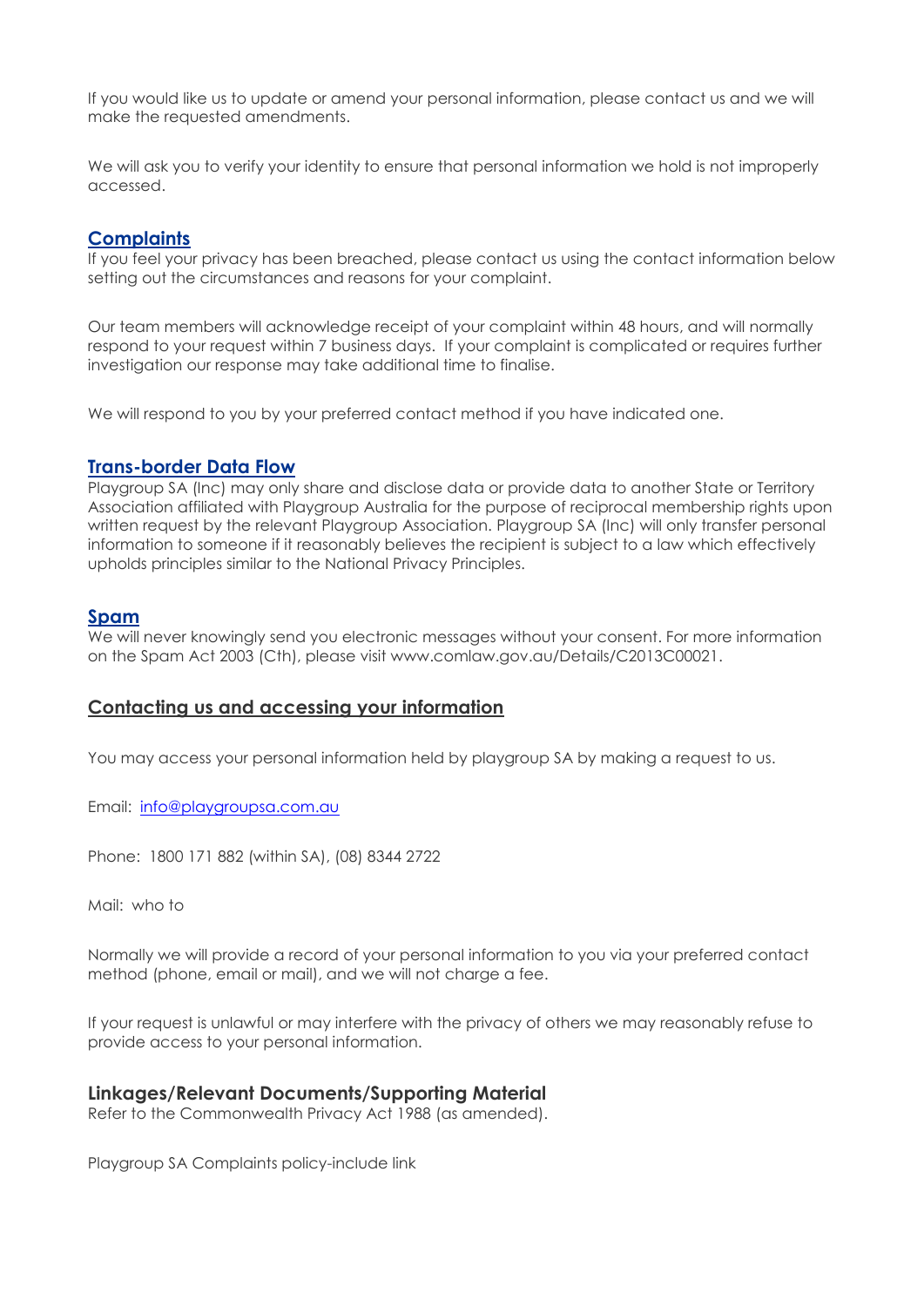If you would like us to update or amend your personal information, please contact us and we will make the requested amendments.

We will ask you to verify your identity to ensure that personal information we hold is not improperly accessed.

## Complaints

If you feel your privacy has been breached, please contact us using the contact information below setting out the circumstances and reasons for your complaint.

Our team members will acknowledge receipt of your complaint within 48 hours, and will normally respond to your request within 7 business days. If your complaint is complicated or requires further investigation our response may take additional time to finalise.

We will respond to you by your preferred contact method if you have indicated one.

## Trans-border Data Flow

Playgroup SA (Inc) may only share and disclose data or provide data to another State or Territory Association affiliated with Playgroup Australia for the purpose of reciprocal membership rights upon written request by the relevant Playgroup Association. Playgroup SA (Inc) will only transfer personal information to someone if it reasonably believes the recipient is subject to a law which effectively upholds principles similar to the National Privacy Principles.

## Spam

We will never knowingly send you electronic messages without your consent. For more information on the Spam Act 2003 (Cth), please visit www.comlaw.gov.au/Details/C2013C00021.

## Contacting us and accessing your information

You may access your personal information held by playgroup SA by making a request to us.

Email: [info@playgroupsa.com.au](mailto:info@playgroupsa.com.au)

Phone: 1800 171 882 (within SA), (08) 8344 2722

Mail: who to

Normally we will provide a record of your personal information to you via your preferred contact method (phone, email or mail), and we will not charge a fee.

If your request is unlawful or may interfere with the privacy of others we may reasonably refuse to provide access to your personal information.

### Linkages/Relevant Documents/Supporting Material

Refer to the Commonwealth Privacy Act 1988 (as amended).

Playgroup SA Complaints policy-include link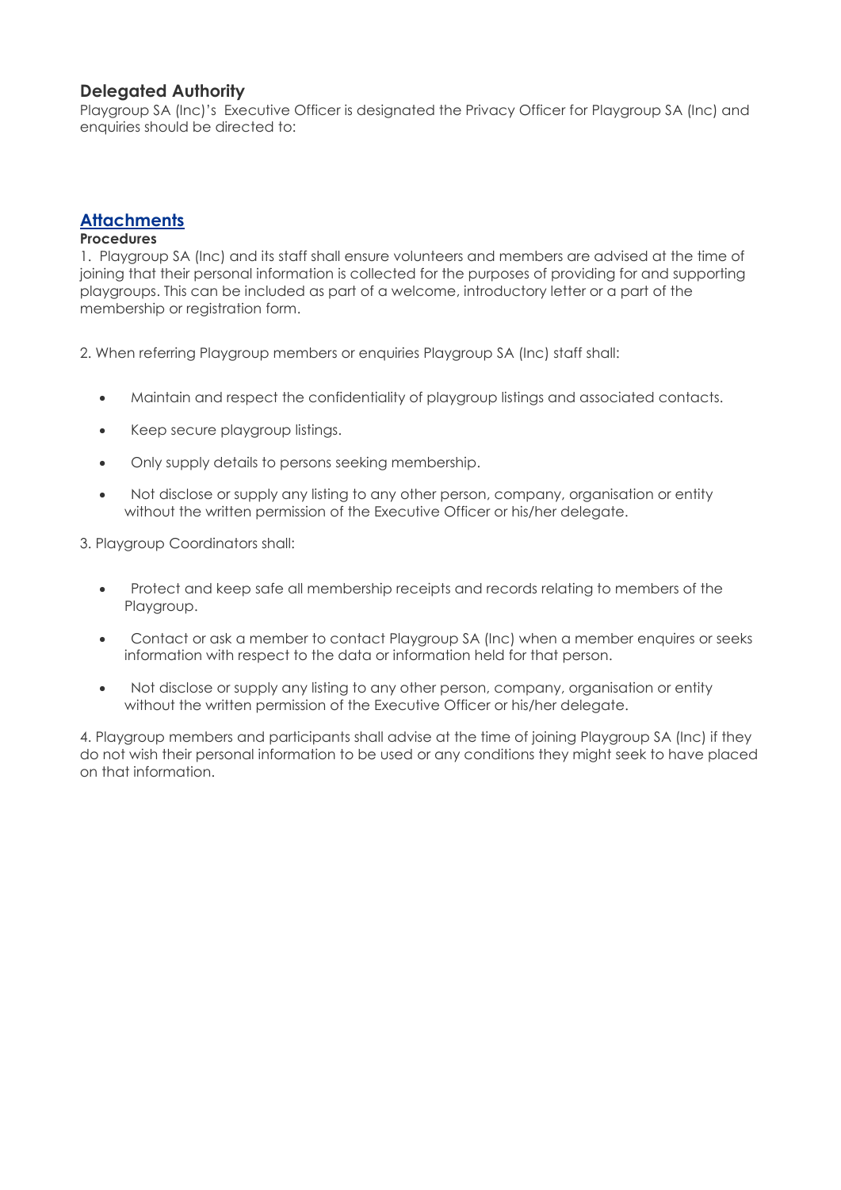## Delegated Authority

Playgroup SA (Inc)'s Executive Officer is designated the Privacy Officer for Playgroup SA (Inc) and enquiries should be directed to:

## Attachments

**Procedures**

1. Playgroup SA (Inc) and its staff shall ensure volunteers and members are advised at the time of joining that their personal information is collected for the purposes of providing for and supporting playgroups. This can be included as part of a welcome, introductory letter or a part of the membership or registration form.

2. When referring Playgroup members or enquiries Playgroup SA (Inc) staff shall:

- Maintain and respect the confidentiality of playgroup listings and associated contacts.
- Keep secure playgroup listings.
- Only supply details to persons seeking membership.
- Not disclose or supply any listing to any other person, company, organisation or entity without the written permission of the Executive Officer or his/her delegate.

3. Playgroup Coordinators shall:

- Protect and keep safe all membership receipts and records relating to members of the Playgroup.
- Contact or ask a member to contact Playgroup SA (Inc) when a member enquires or seeks information with respect to the data or information held for that person.
- Not disclose or supply any listing to any other person, company, organisation or entity without the written permission of the Executive Officer or his/her delegate.

4. Playgroup members and participants shall advise at the time of joining Playgroup SA (Inc) if they do not wish their personal information to be used or any conditions they might seek to have placed on that information.